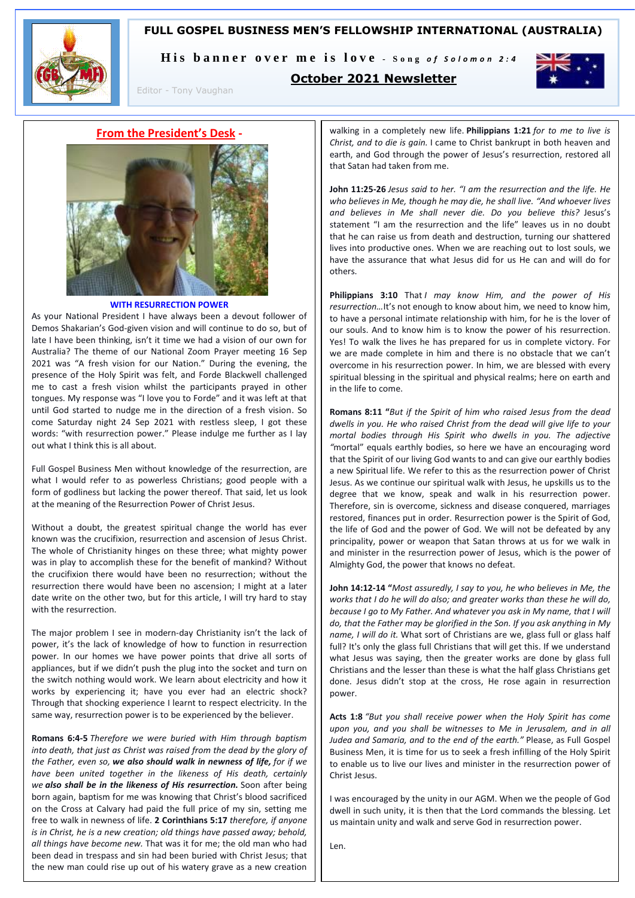# FULL GOSPEL BUSINESS MEN'S FELLOWSHIP INTERNATIONAL (AUSTRALIA)

**His banner over me is love** - *Song of Solomon 2:4*

## October 2021 Newsletter

Editor - Tony Vaughan

## From the President's Desk -

**WITH RESURRECTION POWER**

As your National President I have always been a devout follower of Demos Shakarian's God-given vision and will continue to do so, but of late I have been thinking, isn't it time we had a vision of our own for Australia? The theme of our National Zoom Prayer meeting 16 Sep 2021 was "A fresh vision for our Nation." During the evening, the presence of the Holy Spirit was felt, and Forde Blackwell challenged me to cast a fresh vision whilst the participants prayed in other tongues. My response was "I love you to Forde" and it was left at that until God started to nudge me in the direction of a fresh vision. So come Saturday night 24 Sep 2021 with restless sleep, I got these words: "with resurrection power." Please indulge me further as I lay out what I think this is all about.

Full Gospel Business Men without knowledge of the resurrection, are what I would refer to as powerless Christians; good people with a form of godliness but lacking the power thereof. That said, let us look at the meaning of the Resurrection Power of Christ Jesus.

Without a doubt, the greatest spiritual change the world has ever known was the crucifixion, resurrection and ascension of Jesus Christ. The whole of Christianity hinges on these three; what mighty power was in play to accomplish these for the benefit of mankind? Without the crucifixion there would have been no resurrection; without the resurrection there would have been no ascension; I might at a later date write on the other two, but for this article, I will try hard to stay with the resurrection.

The major problem I see in modern-day Christianity isn't the lack of power, it's the lack of knowledge of how to function in resurrection power. In our homes we have power points that drive all sorts of appliances, but if we didn't push the plug into the socket and turn on the switch nothing would work. We learn about electricity and how it works by experiencing it; have you ever had an electric shock? Through that shocking experience I learnt to respect electricity. In the same way, resurrection power is to be experienced by the believer.

**Romans 6:4-5** *Therefore we were buried with Him through baptism into death, that just as Christ was raised from the dead by the glory of the Father, even so,* ***we also should walk in newness of life,*** *for if we have been united together in the likeness of His death, certainly we* ***also shall be in the likeness of His resurrection.*** Soon after being born again, baptism for me was knowing that Christ's blood sacrificed on the Cross at Calvary had paid the full price of my sin, setting me free to walk in newness of life. **2 Corinthians 5:17** *therefore, if anyone is in Christ, he is a new creation; old things have passed away; behold, all things have become new.* That was it for me; the old man who had been dead in trespass and sin had been buried with Christ Jesus; that the new man could rise up out of his watery grave as a new creation walking in a completely new life. **Philippians 1:21** *for to me to live is Christ, and to die is gain.* I came to Christ bankrupt in both heaven and earth, and God through the power of Jesus's resurrection, restored all that Satan had taken from me.

**John 11:25-26** *Jesus said to her. "I am the resurrection and the life. He who believes in Me, though he may die, he shall live. "And whoever lives and believes in Me shall never die. Do you believe this?* Jesus's statement "I am the resurrection and the life" leaves us in no doubt that he can raise us from death and destruction, turning our shattered lives into productive ones. When we are reaching out to lost souls, we have the assurance that what Jesus did for us He can and will do for others.

**Philippians 3:10** That *I may know Him, and the power of His resurrection…*It's not enough to know about him, we need to know him, to have a personal intimate relationship with him, for he is the lover of our souls. And to know him is to know the power of his resurrection. Yes! To walk the lives he has prepared for us in complete victory. For we are made complete in him and there is no obstacle that we can't overcome in his resurrection power. In him, we are blessed with every spiritual blessing in the spiritual and physical realms; here on earth and in the life to come.

**Romans 8:11 "***But if the Spirit of him who raised Jesus from the dead dwells in you. He who raised Christ from the dead will give life to your mortal bodies through His Spirit who dwells in you. The adjective "*mortal" equals earthly bodies, so here we have an encouraging word that the Spirit of our living God wants to and can give our earthly bodies a new Spiritual life. We refer to this as the resurrection power of Christ Jesus. As we continue our spiritual walk with Jesus, he upskills us to the degree that we know, speak and walk in his resurrection power. Therefore, sin is overcome, sickness and disease conquered, marriages restored, finances put in order. Resurrection power is the Spirit of God, the life of God and the power of God. We will not be defeated by any principality, power or weapon that Satan throws at us for we walk in and minister in the resurrection power of Jesus, which is the power of Almighty God, the power that knows no defeat.

**John 14:12-14 "***Most assuredly, I say to you, he who believes in Me, the works that I do he will do also; and greater works than these he will do, because I go to My Father. And whatever you ask in My name, that I will do, that the Father may be glorified in the Son. If you ask anything in My name, I will do it.* What sort of Christians are we, glass full or glass half full? It's only the glass full Christians that will get this. If we understand what Jesus was saying, then the greater works are done by glass full Christians and the lesser than these is what the half glass Christians get done. Jesus didn't stop at the cross, He rose again in resurrection power.

**Acts 1:8** *"But you shall receive power when the Holy Spirit has come upon you, and you shall be witnesses to Me in Jerusalem, and in all Judea and Samaria, and to the end of the earth."* Please, as Full Gospel Business Men, it is time for us to seek a fresh infilling of the Holy Spirit to enable us to live our lives and minister in the resurrection power of Christ Jesus.

I was encouraged by the unity in our AGM. When we the people of God dwell in such unity, it is then that the Lord commands the blessing. Let us maintain unity and walk and serve God in resurrection power.

Len.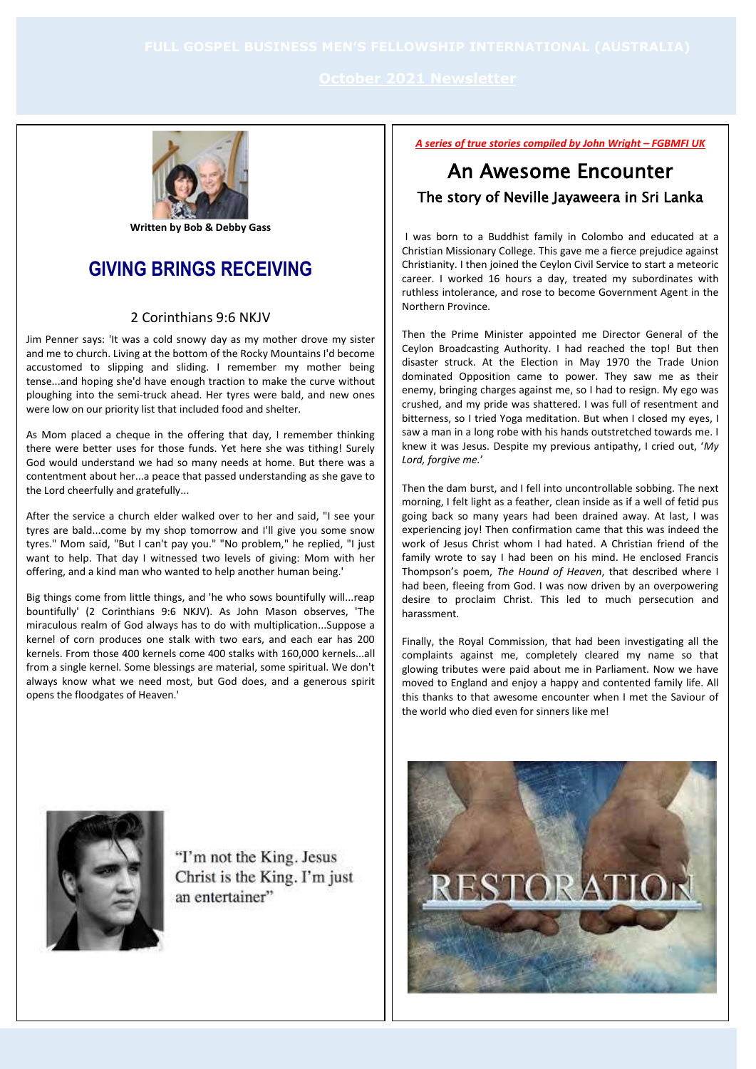**Written by Bob & Debby Gass**

# GIVING BRINGS RECEIVING

## 2 Corinthians 9:6 NKJV

Jim Penner says: 'It was a cold snowy day as my mother drove my sister and me to church. Living at the bottom of the Rocky Mountains I'd become accustomed to slipping and sliding. I remember my mother being tense...and hoping she'd have enough traction to make the curve without ploughing into the semi-truck ahead. Her tyres were bald, and new ones were low on our priority list that included food and shelter.

As Mom placed a cheque in the offering that day, I remember thinking there were better uses for those funds. Yet here she was tithing! Surely God would understand we had so many needs at home. But there was a contentment about her...a peace that passed understanding as she gave to the Lord cheerfully and gratefully...

After the service a church elder walked over to her and said, "I see your tyres are bald...come by my shop tomorrow and I'll give you some snow tyres." Mom said, "But I can't pay you." "No problem," he replied, "I just want to help. That day I witnessed two levels of giving: Mom with her offering, and a kind man who wanted to help another human being.'

Big things come from little things, and 'he who sows bountifully will...reap bountifully' (2 Corinthians 9:6 NKJV). As John Mason observes, 'The miraculous realm of God always has to do with multiplication...Suppose a kernel of corn produces one stalk with two ears, and each ear has 200 kernels. From those 400 kernels come 400 stalks with 160,000 kernels...all from a single kernel. Some blessings are material, some spiritual. We don't always know what we need most, but God does, and a generous spirit opens the floodgates of Heaven.'

"I'm not the King. Jesus Christ is the King. I'm just an entertainer"

*A series of true stories compiled by John Wright – FGBMFI UK*

# An Awesome Encounter

## The story of Neville Jayaweera in Sri Lanka

I was born to a Buddhist family in Colombo and educated at a Christian Missionary College. This gave me a fierce prejudice against Christianity. I then joined the Ceylon Civil Service to start a meteoric career. I worked 16 hours a day, treated my subordinates with ruthless intolerance, and rose to become Government Agent in the Northern Province.

Then the Prime Minister appointed me Director General of the Ceylon Broadcasting Authority. I had reached the top! But then disaster struck. At the Election in May 1970 the Trade Union dominated Opposition came to power. They saw me as their enemy, bringing charges against me, so I had to resign. My ego was crushed, and my pride was shattered. I was full of resentment and bitterness, so I tried Yoga meditation. But when I closed my eyes, I saw a man in a long robe with his hands outstretched towards me. I knew it was Jesus. Despite my previous antipathy, I cried out, '*My Lord, forgive me.*'

Then the dam burst, and I fell into uncontrollable sobbing. The next morning, I felt light as a feather, clean inside as if a well of fetid pus going back so many years had been drained away. At last, I was experiencing joy! Then confirmation came that this was indeed the work of Jesus Christ whom I had hated. A Christian friend of the family wrote to say I had been on his mind. He enclosed Francis Thompson's poem, *The Hound of Heaven*, that described where I had been, fleeing from God. I was now driven by an overpowering desire to proclaim Christ. This led to much persecution and harassment.

Finally, the Royal Commission, that had been investigating all the complaints against me, completely cleared my name so that glowing tributes were paid about me in Parliament. Now we have moved to England and enjoy a happy and contented family life. All this thanks to that awesome encounter when I met the Saviour of the world who died even for sinners like me!

RESTORATION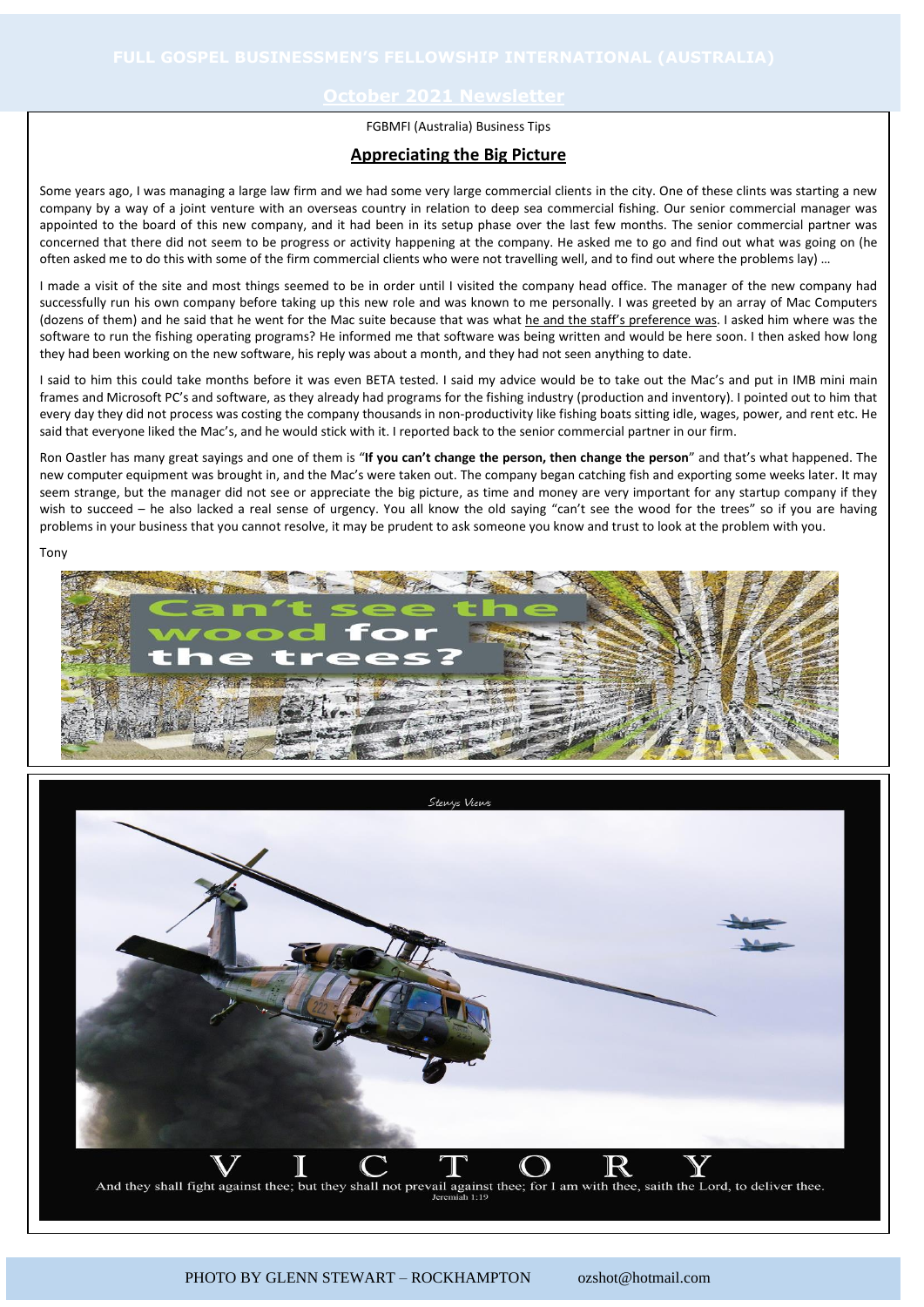FGBMFI (Australia) Business Tips

## Appreciating the Big Picture

Some years ago, I was managing a large law firm and we had some very large commercial clients in the city. One of these clints was starting a new company by a way of a joint venture with an overseas country in relation to deep sea commercial fishing. Our senior commercial manager was appointed to the board of this new company, and it had been in its setup phase over the last few months. The senior commercial partner was concerned that there did not seem to be progress or activity happening at the company. He asked me to go and find out what was going on (he often asked me to do this with some of the firm commercial clients who were not travelling well, and to find out where the problems lay) …

I made a visit of the site and most things seemed to be in order until I visited the company head office. The manager of the new company had successfully run his own company before taking up this new role and was known to me personally. I was greeted by an array of Mac Computers (dozens of them) and he said that he went for the Mac suite because that was what he and the staff's preference was. I asked him where was the software to run the fishing operating programs? He informed me that software was being written and would be here soon. I then asked how long they had been working on the new software, his reply was about a month, and they had not seen anything to date.

I said to him this could take months before it was even BETA tested. I said my advice would be to take out the Mac's and put in IMB mini main frames and Microsoft PC's and software, as they already had programs for the fishing industry (production and inventory). I pointed out to him that every day they did not process was costing the company thousands in non-productivity like fishing boats sitting idle, wages, power, and rent etc. He said that everyone liked the Mac's, and he would stick with it. I reported back to the senior commercial partner in our firm.

Ron Oastler has many great sayings and one of them is "**If you can't change the person, then change the person**" and that's what happened. The new computer equipment was brought in, and the Mac's were taken out. The company began catching fish and exporting some weeks later. It may seem strange, but the manager did not see or appreciate the big picture, as time and money are very important for any startup company if they wish to succeed – he also lacked a real sense of urgency. You all know the old saying "can't see the wood for the trees" so if you are having problems in your business that you cannot resolve, it may be prudent to ask someone you know and trust to look at the problem with you.

Tony

Can't see the wood for the trees?

Stewys Views

VICTORY

And they shall fight against thee; but they shall not prevail against thee; for I am with thee, saith the Lord, to deliver thee.
Jeremiah 1:19

PHOTO BY GLENN STEWART – ROCKHAMPTON ozshot@hotmail.com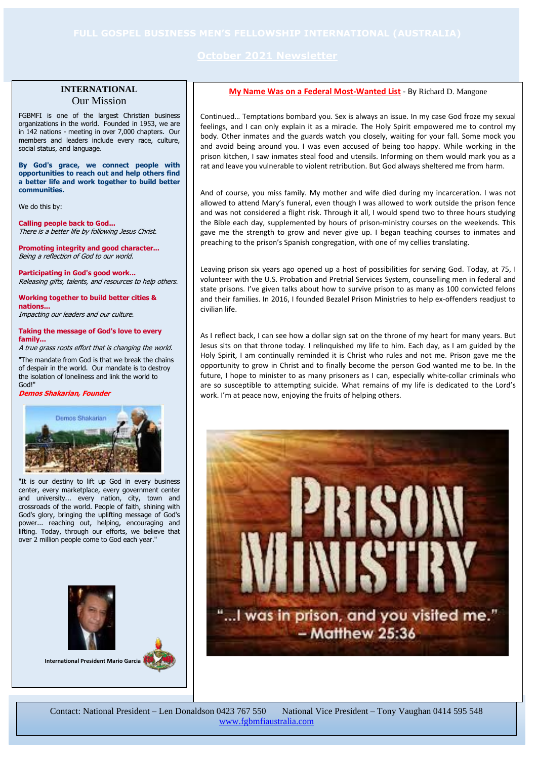# FULL GOSPEL BUSINESS MEN'S FELLOWSHIP INTERNATIONAL (AUSTRALIA)

## October 2021 Newsletter

### INTERNATIONAL
### Our Mission

FGBMFI is one of the largest Christian business organizations in the world. Founded in 1953, we are in 142 nations - meeting in over 7,000 chapters. Our members and leaders include every race, culture, social status, and language.

**By God's grace, we connect people with opportunities to reach out and help others find a better life and work together to build better communities.**

We do this by:

**Calling people back to God...**
*There is a better life by following Jesus Christ.*

**Promoting integrity and good character...**
*Being a reflection of God to our world.*

**Participating in God's good work...**
*Releasing gifts, talents, and resources to help others.*

**Working together to build better cities & nations...**
*Impacting our leaders and our culture.*

**Taking the message of God's love to every family...**
*A true grass roots effort that is changing the world.*

"The mandate from God is that we break the chains of despair in the world. Our mandate is to destroy the isolation of loneliness and link the world to God!"
***Demos Shakarian, Founder***

Demos Shakarian

"It is our destiny to lift up God in every business center, every marketplace, every government center and university... every nation, city, town and crossroads of the world. People of faith, shining with God's glory, bringing the uplifting message of God's power... reaching out, helping, encouraging and lifting. Today, through our efforts, we believe that over 2 million people come to God each year."

**International President Mario Garcia**

### My Name Was on a Federal Most-Wanted List - By Richard D. Mangone

Continued… Temptations bombard you. Sex is always an issue. In my case God froze my sexual feelings, and I can only explain it as a miracle. The Holy Spirit empowered me to control my body. Other inmates and the guards watch you closely, waiting for your fall. Some mock you and avoid being around you. I was even accused of being too happy. While working in the prison kitchen, I saw inmates steal food and utensils. Informing on them would mark you as a rat and leave you vulnerable to violent retribution. But God always sheltered me from harm.

And of course, you miss family. My mother and wife died during my incarceration. I was not allowed to attend Mary's funeral, even though I was allowed to work outside the prison fence and was not considered a flight risk. Through it all, I would spend two to three hours studying the Bible each day, supplemented by hours of prison-ministry courses on the weekends. This gave me the strength to grow and never give up. I began teaching courses to inmates and preaching to the prison's Spanish congregation, with one of my cellies translating.

Leaving prison six years ago opened up a host of possibilities for serving God. Today, at 75, I volunteer with the U.S. Probation and Pretrial Services System, counselling men in federal and state prisons. I've given talks about how to survive prison to as many as 100 convicted felons and their families. In 2016, I founded Bezalel Prison Ministries to help ex-offenders readjust to civilian life.

As I reflect back, I can see how a dollar sign sat on the throne of my heart for many years. But Jesus sits on that throne today. I relinquished my life to him. Each day, as I am guided by the Holy Spirit, I am continually reminded it is Christ who rules and not me. Prison gave me the opportunity to grow in Christ and to finally become the person God wanted me to be. In the future, I hope to minister to as many prisoners as I can, especially white-collar criminals who are so susceptible to attempting suicide. What remains of my life is dedicated to the Lord's work. I'm at peace now, enjoying the fruits of helping others.

PRISON MINISTRY

"...I was in prison, and you visited me." – Matthew 25:36

Contact: National President – Len Donaldson 0423 767 550 National Vice President – Tony Vaughan 0414 595 548
www.fgbmfiaustralia.com